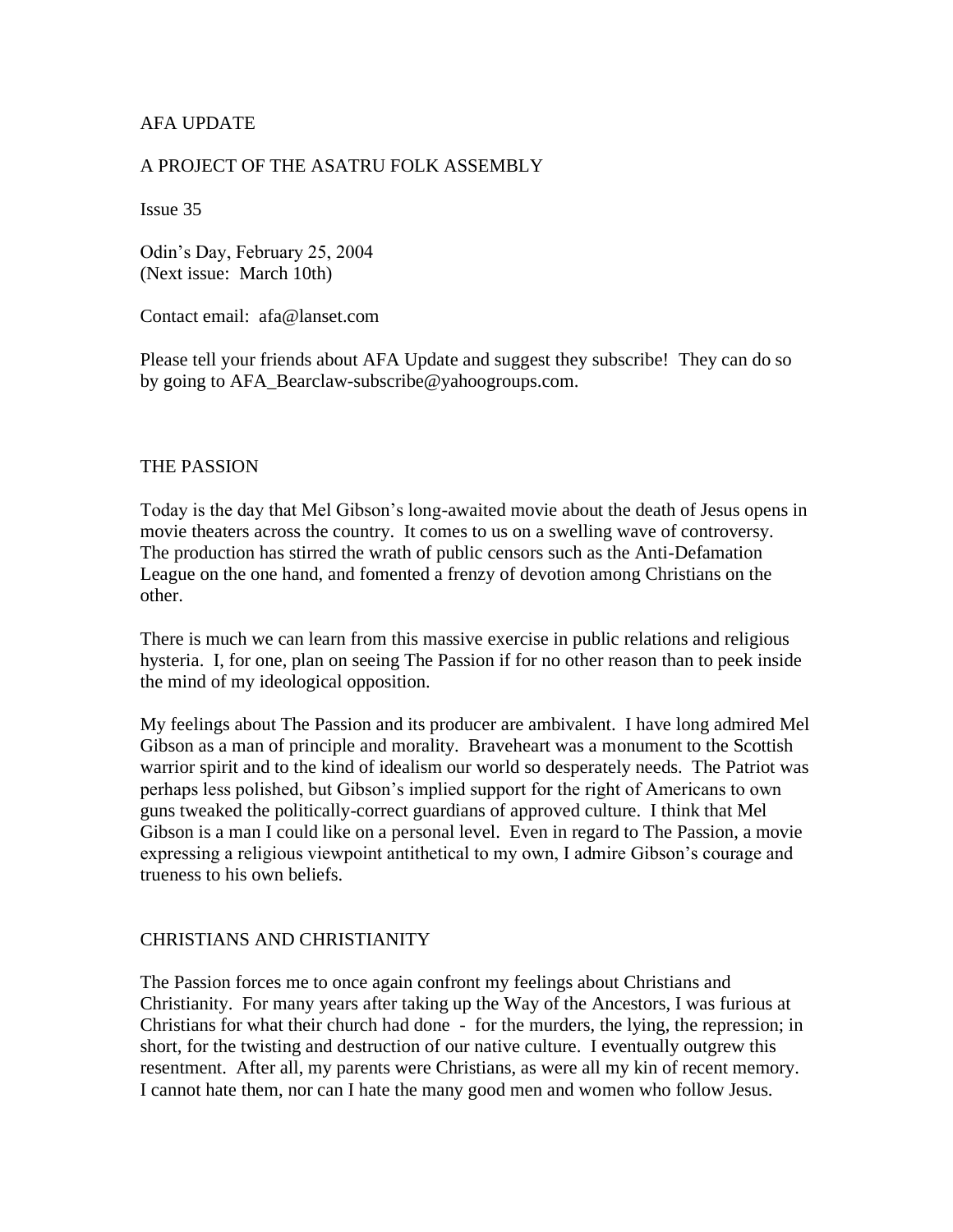AFA UPDATE

A PROJECT OF THE ASATRU FOLK ASSEMBLY

Issue 35

Odin's Day, February 25, 2004
(Next issue: March 10th)

Contact email: afa@lanset.com

Please tell your friends about AFA Update and suggest they subscribe! They can do so by going to AFA_Bearclaw-subscribe@yahoogroups.com.

## THE PASSION

Today is the day that Mel Gibson's long-awaited movie about the death of Jesus opens in movie theaters across the country. It comes to us on a swelling wave of controversy. The production has stirred the wrath of public censors such as the Anti-Defamation League on the one hand, and fomented a frenzy of devotion among Christians on the other.

There is much we can learn from this massive exercise in public relations and religious hysteria. I, for one, plan on seeing The Passion if for no other reason than to peek inside the mind of my ideological opposition.

My feelings about The Passion and its producer are ambivalent. I have long admired Mel Gibson as a man of principle and morality. Braveheart was a monument to the Scottish warrior spirit and to the kind of idealism our world so desperately needs. The Patriot was perhaps less polished, but Gibson's implied support for the right of Americans to own guns tweaked the politically-correct guardians of approved culture. I think that Mel Gibson is a man I could like on a personal level. Even in regard to The Passion, a movie expressing a religious viewpoint antithetical to my own, I admire Gibson's courage and trueness to his own beliefs.

## CHRISTIANS AND CHRISTIANITY

The Passion forces me to once again confront my feelings about Christians and Christianity. For many years after taking up the Way of the Ancestors, I was furious at Christians for what their church had done - for the murders, the lying, the repression; in short, for the twisting and destruction of our native culture. I eventually outgrew this resentment. After all, my parents were Christians, as were all my kin of recent memory. I cannot hate them, nor can I hate the many good men and women who follow Jesus.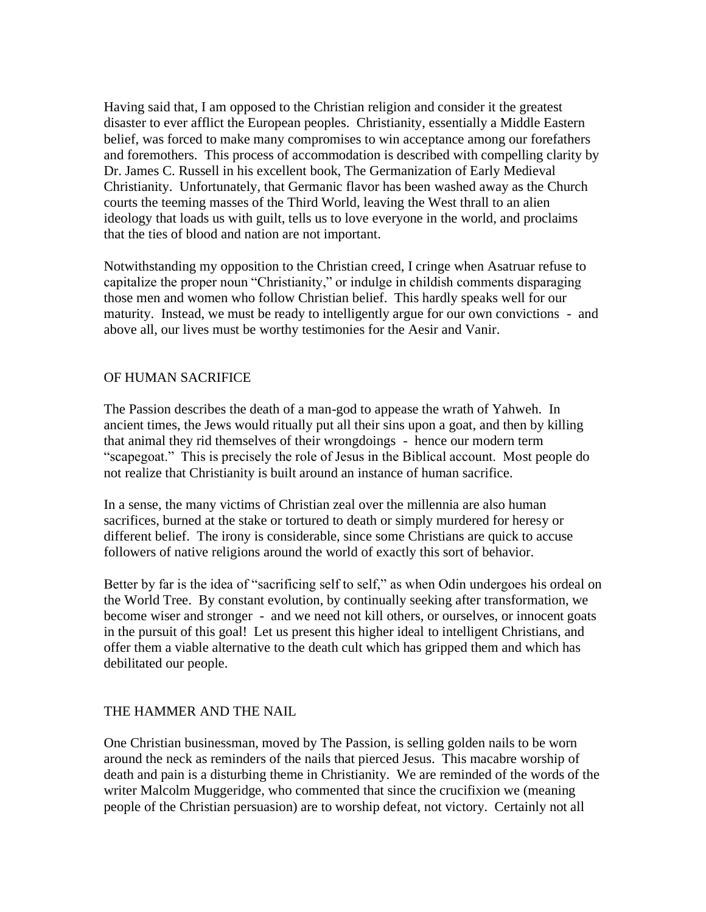Having said that, I am opposed to the Christian religion and consider it the greatest disaster to ever afflict the European peoples. Christianity, essentially a Middle Eastern belief, was forced to make many compromises to win acceptance among our forefathers and foremothers. This process of accommodation is described with compelling clarity by Dr. James C. Russell in his excellent book, The Germanization of Early Medieval Christianity. Unfortunately, that Germanic flavor has been washed away as the Church courts the teeming masses of the Third World, leaving the West thrall to an alien ideology that loads us with guilt, tells us to love everyone in the world, and proclaims that the ties of blood and nation are not important.

Notwithstanding my opposition to the Christian creed, I cringe when Asatruar refuse to capitalize the proper noun "Christianity," or indulge in childish comments disparaging those men and women who follow Christian belief. This hardly speaks well for our maturity. Instead, we must be ready to intelligently argue for our own convictions - and above all, our lives must be worthy testimonies for the Aesir and Vanir.

## OF HUMAN SACRIFICE

The Passion describes the death of a man-god to appease the wrath of Yahweh. In ancient times, the Jews would ritually put all their sins upon a goat, and then by killing that animal they rid themselves of their wrongdoings - hence our modern term "scapegoat." This is precisely the role of Jesus in the Biblical account. Most people do not realize that Christianity is built around an instance of human sacrifice.

In a sense, the many victims of Christian zeal over the millennia are also human sacrifices, burned at the stake or tortured to death or simply murdered for heresy or different belief. The irony is considerable, since some Christians are quick to accuse followers of native religions around the world of exactly this sort of behavior.

Better by far is the idea of "sacrificing self to self," as when Odin undergoes his ordeal on the World Tree. By constant evolution, by continually seeking after transformation, we become wiser and stronger - and we need not kill others, or ourselves, or innocent goats in the pursuit of this goal! Let us present this higher ideal to intelligent Christians, and offer them a viable alternative to the death cult which has gripped them and which has debilitated our people.

## THE HAMMER AND THE NAIL

One Christian businessman, moved by The Passion, is selling golden nails to be worn around the neck as reminders of the nails that pierced Jesus. This macabre worship of death and pain is a disturbing theme in Christianity. We are reminded of the words of the writer Malcolm Muggeridge, who commented that since the crucifixion we (meaning people of the Christian persuasion) are to worship defeat, not victory. Certainly not all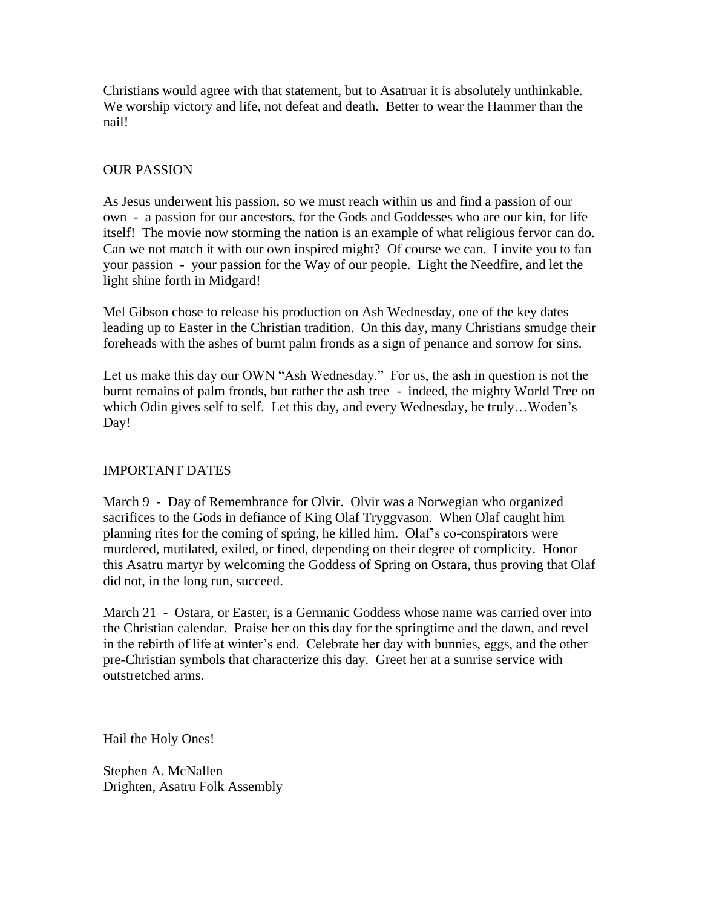Christians would agree with that statement, but to Asatruar it is absolutely unthinkable. We worship victory and life, not defeat and death. Better to wear the Hammer than the nail!

## OUR PASSION

As Jesus underwent his passion, so we must reach within us and find a passion of our own - a passion for our ancestors, for the Gods and Goddesses who are our kin, for life itself! The movie now storming the nation is an example of what religious fervor can do. Can we not match it with our own inspired might? Of course we can. I invite you to fan your passion - your passion for the Way of our people. Light the Needfire, and let the light shine forth in Midgard!

Mel Gibson chose to release his production on Ash Wednesday, one of the key dates leading up to Easter in the Christian tradition. On this day, many Christians smudge their foreheads with the ashes of burnt palm fronds as a sign of penance and sorrow for sins.

Let us make this day our OWN "Ash Wednesday." For us, the ash in question is not the burnt remains of palm fronds, but rather the ash tree - indeed, the mighty World Tree on which Odin gives self to self. Let this day, and every Wednesday, be truly…Woden's Day!

## IMPORTANT DATES

March 9 - Day of Remembrance for Olvir. Olvir was a Norwegian who organized sacrifices to the Gods in defiance of King Olaf Tryggvason. When Olaf caught him planning rites for the coming of spring, he killed him. Olaf's co-conspirators were murdered, mutilated, exiled, or fined, depending on their degree of complicity. Honor this Asatru martyr by welcoming the Goddess of Spring on Ostara, thus proving that Olaf did not, in the long run, succeed.

March 21 - Ostara, or Easter, is a Germanic Goddess whose name was carried over into the Christian calendar. Praise her on this day for the springtime and the dawn, and revel in the rebirth of life at winter's end. Celebrate her day with bunnies, eggs, and the other pre-Christian symbols that characterize this day. Greet her at a sunrise service with outstretched arms.

Hail the Holy Ones!

Stephen A. McNallen
Drighten, Asatru Folk Assembly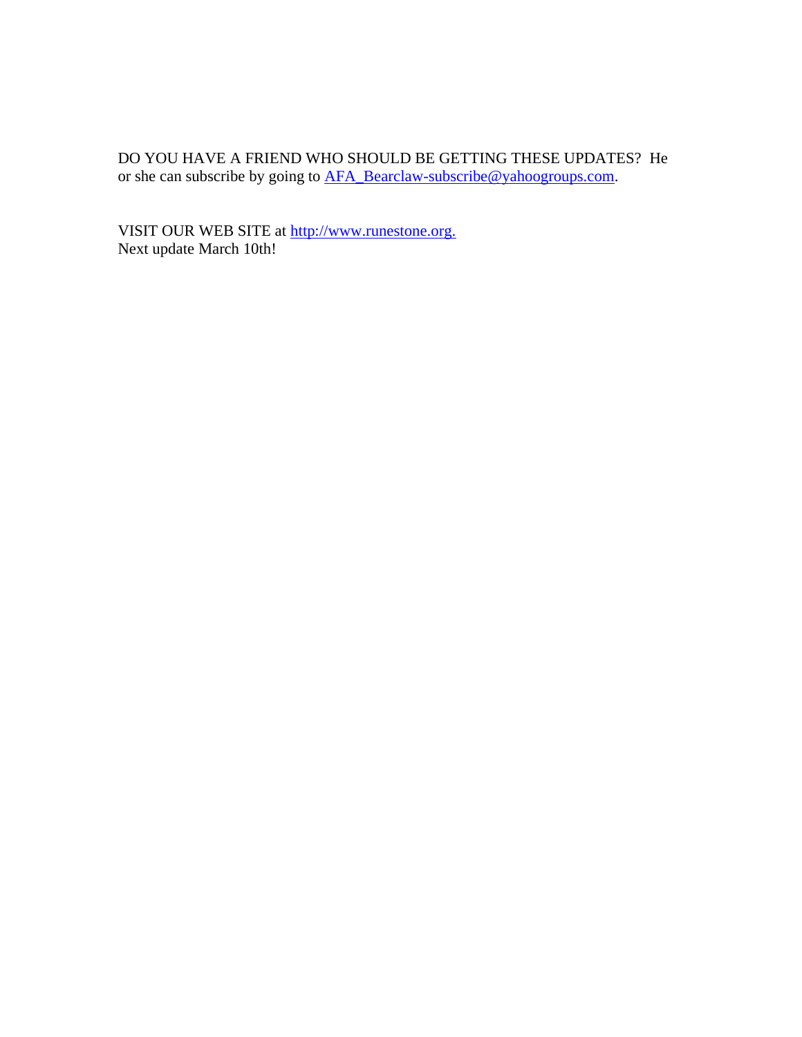DO YOU HAVE A FRIEND WHO SHOULD BE GETTING THESE UPDATES? He or she can subscribe by going to AFA_Bearclaw-subscribe@yahoogroups.com.

VISIT OUR WEB SITE at http://www.runestone.org.
Next update March 10th!